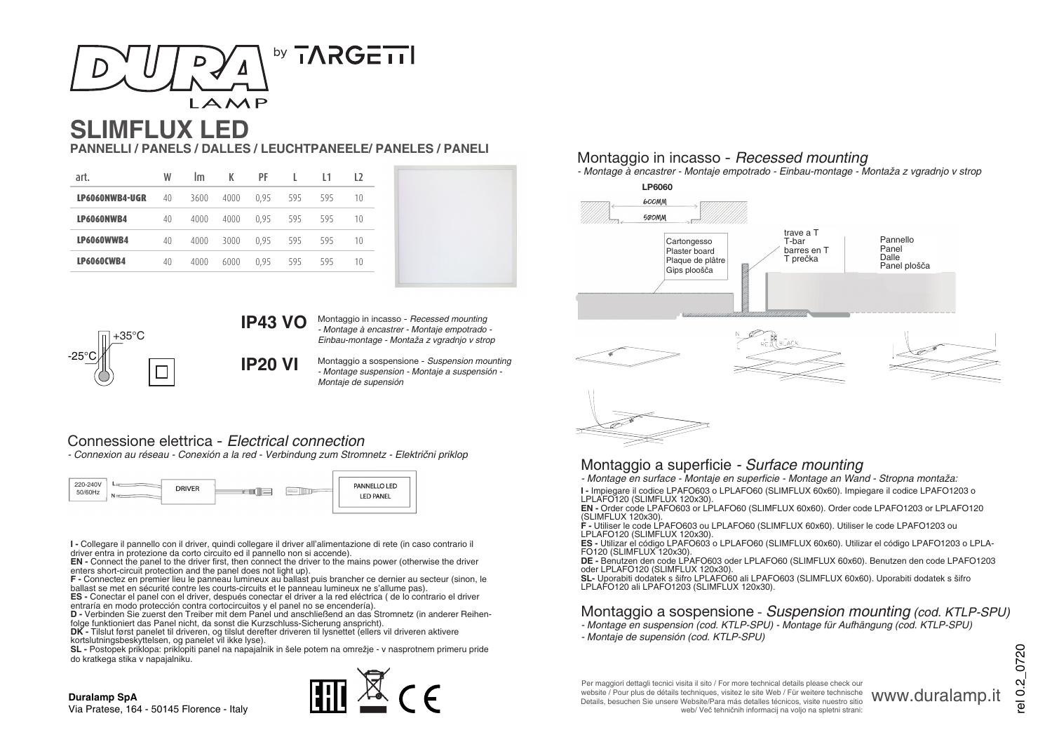# DURA LAMP by TARGETTI

# SLIMFLUX LED

**PANNELLI / PANELS / DALLES / LEUCHTPANEELE/ PANELES / PANELI**

| art. | W | lm | K | PF | L | L1 | L2 |
|---|---|---|---|---|---|---|---|
| **LP6060NWB4-UGR** | 40 | 3600 | 4000 | 0,95 | 595 | 595 | 10 |
| **LP6060NWB4** | 40 | 4000 | 4000 | 0,95 | 595 | 595 | 10 |
| **LP6060WWB4** | 40 | 4000 | 3000 | 0,95 | 595 | 595 | 10 |
| **LP6060CWB4** | 40 | 4000 | 6000 | 0,95 | 595 | 595 | 10 |

-25°C +35°C

**IP43 VO** Montaggio in incasso - *Recessed mounting - Montage à encastrer - Montaje empotrado - Einbau-montage - Montaža z vgradnjo v strop*

**IP20 VI** Montaggio a sospensione - *Suspension mounting - Montage suspension - Montaje a suspensión - Montaje de supensión*

## Connessione elettrica - *Electrical connection*

*- Connexion au réseau - Conexión a la red - Verbindung zum Stromnetz - Električni priklop*

220-240V 50/60Hz L N — DRIVER — PANNELLO LED / LED PANEL

**I -** Collegare il pannello con il driver, quindi collegare il driver all'alimentazione di rete (in caso contrario il driver entra in protezione da corto circuito ed il pannello non si accende).
**EN -** Connect the panel to the driver first, then connect the driver to the mains power (otherwise the driver enters short-circuit protection and the panel does not light up).
**F -** Connectez en premier lieu le panneau lumineux au ballast puis brancher ce dernier au secteur (sinon, le ballast se met en sécurité contre les courts-circuits et le panneau lumineux ne s'allume pas).
**ES -** Conectar el panel con el driver, después conectar el driver a la red eléctrica ( de lo contrario el driver entraría en modo protección contra cortocircuitos y el panel no se encendería).
**D -** Verbinden Sie zuerst den Treiber mit dem Panel und anschließend an das Stromnetz (in anderer Reihenfolge funktioniert das Panel nicht, da sonst die Kurzschluss-Sicherung anspricht).
**DK -** Tilslut først panelet til driveren, og tilslut derefter driveren til lysnettet (ellers vil driveren aktivere kortslutningsbeskyttelsen, og panelet vil ikke lyse).
**SL -** Postopek priklopa: priklopiti panel na napajalnik in šele potem na omrežje - v nasprotnem primeru pride do kratkega stika v napajalniku.

**Duralamp SpA**
Via Pratese, 164 - 50145 Florence - Italy

## Montaggio in incasso - *Recessed mounting*

*- Montage à encastrer - Montaje empotrado - Einbau-montage - Montaža z vgradnjo v strop*

LP6060
600MM
580MM

Cartongesso / Plaster board / Plaque de plâtre / Gips ploošča
trave a T / T-bar / barres en T / T prečka
Pannello / Panel / Dalle / Panel plošča

## Montaggio a superficie - *Surface mounting*

*- Montage en surface - Montaje en superficie - Montage an Wand - Stropna montaža:*

**I -** Impiegare il codice LPAFO603 o LPLAFO60 (SLIMFLUX 60x60). Impiegare il codice LPAFO1203 o LPLAFO120 (SLIMFLUX 120x30).
**EN -** Order code LPAFO603 or LPLAFO60 (SLIMFLUX 60x60). Order code LPAFO1203 or LPLAFO120 (SLIMFLUX 120x30).
**F -** Utiliser le code LPAFO603 ou LPLAFO60 (SLIMFLUX 60x60). Utiliser le code LPAFO1203 ou LPLAFO120 (SLIMFLUX 120x30).
**ES -** Utilizar el código LPAFO603 o LPLAFO60 (SLIMFLUX 60x60). Utilizar el código LPAFO1203 o LPLAFO120 (SLIMFLUX 120x30).
**DE -** Benutzen den code LPAFO603 oder LPLAFO60 (SLIMFLUX 60x60). Benutzen den code LPAFO1203 oder LPLAFO120 (SLIMFLUX 120x30).
**SL-** Uporabiti dodatek s šifro LPLAFO60 ali LPAFO603 (SLIMFLUX 60x60). Uporabiti dodatek s šifro LPLAFO120 ali LPAFO1203 (SLIMFLUX 120x30).

## Montaggio a sospensione - *Suspension mounting (cod. KTLP-SPU)*

*- Montage en suspension (cod. KTLP-SPU) - Montage für Aufhängung (cod. KTLP-SPU)*
*- Montaje de supensión (cod. KTLP-SPU)*

Per maggiori dettagli tecnici visita il sito / For more technical details please check our website / Pour plus de détails techniques, visitez le site Web / Für weitere technische Details, besuchen Sie unsere Website/Para más detalles técnicos, visite nuestro sitio web/ Več tehničnih informacij na voljo na spletni strani: www.duralamp.it

rel 0.2_0720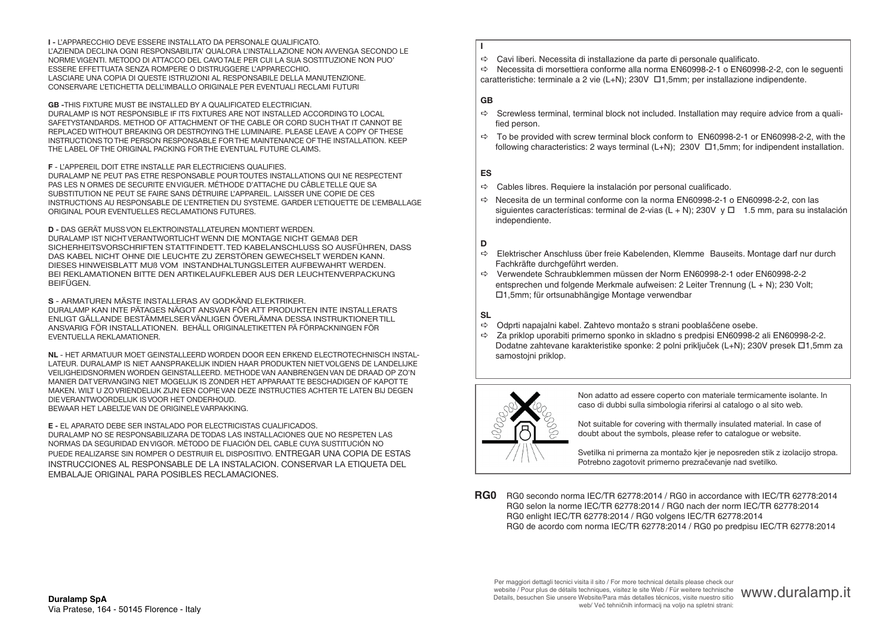**I -** L'APPARECCHIO DEVE ESSERE INSTALLATO DA PERSONALE QUALIFICATO.
L'AZIENDA DECLINA OGNI RESPONSABILITA' QUALORA L'INSTALLAZIONE NON AVVENGA SECONDO LE NORME VIGENTI. METODO DI ATTACCO DEL CAVO TALE PER CUI LA SUA SOSTITUZIONE NON PUO' ESSERE EFFETTUATA SENZA ROMPERE O DISTRUGGERE L'APPARECCHIO.
LASCIARE UNA COPIA DI QUESTE ISTRUZIONI AL RESPONSABILE DELLA MANUTENZIONE.
CONSERVARE L'ETICHETTA DELL'IMBALLO ORIGINALE PER EVENTUALI RECLAMI FUTURI

**GB -** THIS FIXTURE MUST BE INSTALLED BY A QUALIFICATED ELECTRICIAN.
DURALAMP IS NOT RESPONSIBLE IF ITS FIXTURES ARE NOT INSTALLED ACCORDING TO LOCAL SAFETYSTANDARDS. METHOD OF ATTACHMENT OF THE CABLE OR CORD SUCH THAT IT CANNOT BE REPLACED WITHOUT BREAKING OR DESTROYING THE LUMINAIRE. PLEASE LEAVE A COPY OF THESE INSTRUCTIONS TO THE PERSON RESPONSABLE FOR THE MAINTENANCE OF THE INSTALLATION. KEEP THE LABEL OF THE ORIGINAL PACKING FOR THE EVENTUAL FUTURE CLAIMS.

**F** - L'APPEREIL DOIT ETRE INSTALLE PAR ELECTRICIENS QUALIFIES.
DURALAMP NE PEUT PAS ETRE RESPONSABLE POUR TOUTES INSTALLATIONS QUI NE RESPECTENT PAS LES N ORMES DE SECURITE EN VIGUER. MÉTHODE D'ATTACHE DU CÂBLE TELLE QUE SA SUBSTITUTION NE PEUT SE FAIRE SANS DÉTRUIRE L'APPAREIL. LAISSER UNE COPIE DE CES INSTRUCTIONS AU RESPONSABLE DE L'ENTRETIEN DU SYSTEME. GARDER L'ETIQUETTE DE L'EMBALLAGE ORIGINAL POUR EVENTUELLES RECLAMATIONS FUTURES.

**D -** DAS GERÄT MUSS VON ELEKTROINSTALLATEUREN MONTIERT WERDEN.
DURALAMP IST NICHT VERANTWORTLICHT WENN DIE MONTAGE NICHT GEMAß DER SICHERHEITSVORSCHRIFTEN STATTFINDETT. TED KABELANSCHLUSS SO AUSFÜHREN, DASS DAS KABEL NICHT OHNE DIE LEUCHTE ZU ZERSTÖREN GEWECHSELT WERDEN KANN.
DIESES HINWEISBLATT MUß VOM INSTANDHALTUNGSLEITER AUFBEWAHRT WERDEN.
BEI REKLAMATIONEN BITTE DEN ARTIKELAUFKLEBER AUS DER LEUCHTENVERPACKUNG BEIFÜGEN.

**S** - ARMATUREN MÄSTE INSTALLERAS AV GODKÄND ELEKTRIKER.
DURALAMP KAN INTE PÄTAGES NÄGOT ANSVAR FÖR ATT PRODUKTEN INTE INSTALLERATS ENLIGT GÄLLANDE BESTÄMMELSER VÄNLIGEN ÖVERLÄMNA DESSA INSTRUKTIONER TILL ANSVARIG FÖR INSTALLATIONEN. BEHÄLL ORIGINALETIKETTEN PÄ FÖRPACKNINGEN FÖR EVENTUELLA REKLAMATIONER.

**NL** - HET ARMATUUR MOET GEINSTALLEERD WORDEN DOOR EEN ERKEND ELECTROTECHNISCH INSTALLATEUR. DURALAMP IS NIET AANSPRAKELIJK INDIEN HAAR PRODUKTEN NIET VOLGENS DE LANDELIJKE VEILIGHEIDSNORMEN WORDEN GEINSTALLEERD. METHODE VAN AANBRENGEN VAN DE DRAAD OP ZO'N MANIER DAT VERVANGING NIET MOGELIJK IS ZONDER HET APPARAAT TE BESCHADIGEN OF KAPOT TE MAKEN. WILT U ZO VRIENDELIJK ZIJN EEN COPIE VAN DEZE INSTRUCTIES ACHTER TE LATEN BIJ DEGEN DIE VERANTWOORDELIJK IS VOOR HET ONDERHOUD.
BEWAAR HET LABELTJE VAN DE ORIGINELE VARPAKKING.

**E -** EL APARATO DEBE SER INSTALADO POR ELECTRICISTAS CUALIFICADOS.
DURALAMP NO SE RESPONSABILIZARA DE TODAS LAS INSTALLACIONES QUE NO RESPETEN LAS NORMAS DA SEGURIDAD EN VIGOR. MÉTODO DE FIJACIÓN DEL CABLE CUYA SUSTITUCIÓN NO PUEDE REALIZARSE SIN ROMPER O DESTRUIR EL DISPOSITIVO. ENTREGAR UNA COPIA DE ESTAS INSTRUCCIONES AL RESPONSABLE DE LA INSTALACION. CONSERVAR LA ETIQUETA DEL EMBALAJE ORIGINAL PARA POSIBLES RECLAMACIONES.

**Duralamp SpA**
Via Pratese, 164 - 50145 Florence - Italy

**I**

- ⇨ Cavi liberi. Necessita di installazione da parte di personale qualificato.
- ⇨ Necessita di morsettiera conforme alla norma EN60998-2-1 o EN60998-2-2, con le seguenti caratteristiche: terminale a 2 vie (L+N); 230V □1,5mm; per installazione indipendente.

**GB**

- ⇨ Screwless terminal, terminal block not included. Installation may require advice from a qualified person.
- ⇨ To be provided with screw terminal block conform to EN60998-2-1 or EN60998-2-2, with the following characteristics: 2 ways terminal (L+N); 230V □1,5mm; for indipendent installation.

**ES**

- ⇨ Cables libres. Requiere la instalación por personal cualificado.
- ⇨ Necesita de un terminal conforme con la norma EN60998-2-1 o EN60998-2-2, con las siguientes características: terminal de 2-vias (L + N); 230V y □ 1.5 mm, para su instalación independiente.

**D**

- ⇨ Elektrischer Anschluss über freie Kabelenden, Klemme Bauseits. Montage darf nur durch Fachkräfte durchgeführt werden.
- ⇨ Verwendete Schraubklemmen müssen der Norm EN60998-2-1 oder EN60998-2-2 entsprechen und folgende Merkmale aufweisen: 2 Leiter Trennung (L + N); 230 Volt; □1,5mm; für ortsunabhängige Montage verwendbar

**SL**

- ⇨ Odprti napajalni kabel. Zahtevo montažo s strani pooblaščene osebe.
- ⇨ Za priklop uporabiti primerno sponko in skladno s predpisi EN60998-2 ali EN60998-2-2. Dodatne zahtevane karakteristike sponke: 2 polni priključek (L+N); 230V presek □1,5mm za samostojni priklop.

Non adatto ad essere coperto con materiale termicamente isolante. In caso di dubbi sulla simbologia riferirsi al catalogo o al sito web.

Not suitable for covering with thermally insulated material. In case of doubt about the symbols, please refer to catalogue or website.

Svetilka ni primerna za montažo kjer je neposreden stik z izolacijo stropa. Potrebno zagotovit primerno prezračevanje nad svetilko.

**RG0** RG0 secondo norma IEC/TR 62778:2014 / RG0 in accordance with IEC/TR 62778:2014
RG0 selon la norme IEC/TR 62778:2014 / RG0 nach der norm IEC/TR 62778:2014
RG0 enlight IEC/TR 62778:2014 / RG0 volgens IEC/TR 62778:2014
RG0 de acordo com norma IEC/TR 62778:2014 / RG0 po predpisu IEC/TR 62778:2014

Per maggiori dettagli tecnici visita il sito / For more technical details please check our website / Pour plus de détails techniques, visitez le site Web / Für weitere technische Details, besuchen Sie unsere Website/Para más detalles técnicos, visite nuestro sitio web/ Več tehničnih informacij na voljo na spletni strani: www.duralamp.it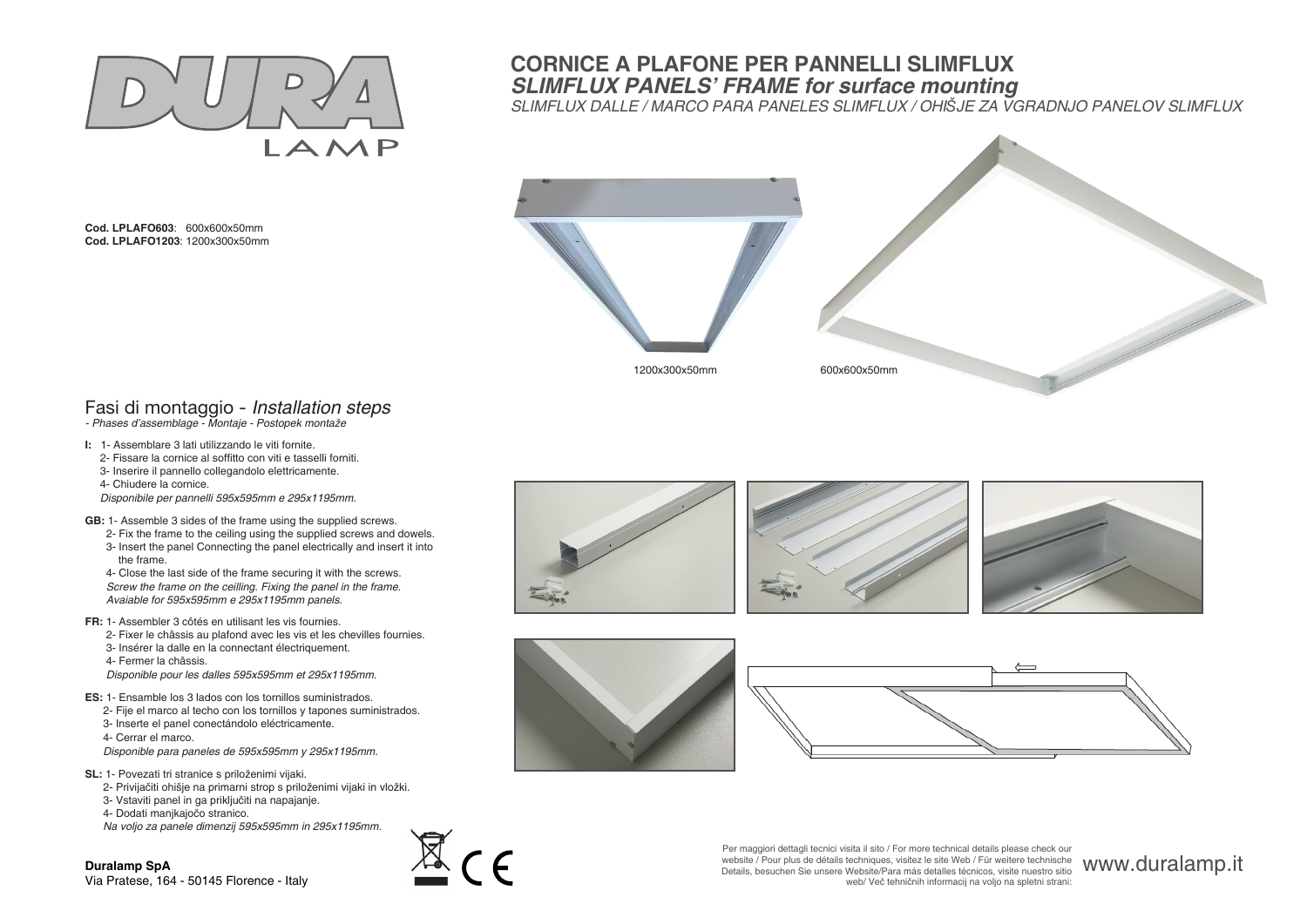DURA LAMP

# CORNICE A PLAFONE PER PANNELLI SLIMFLUX

## *SLIMFLUX PANELS' FRAME for surface mounting*

*SLIMFLUX DALLE / MARCO PARA PANELES SLIMFLUX / OHIŠJE ZA VGRADNJO PANELOV SLIMFLUX*

**Cod. LPLAFO603**: 600x600x50mm
**Cod. LPLAFO1203**: 1200x300x50mm

1200x300x50mm

600x600x50mm

## Fasi di montaggio - *Installation steps*

*- Phases d'assemblage - Montaje - Postopek montaže*

**I:** 1- Assemblare 3 lati utilizzando le viti fornite.
2- Fissare la cornice al soffitto con viti e tasselli forniti.
3- Inserire il pannello collegandolo elettricamente.
4- Chiudere la cornice.
*Disponibile per pannelli 595x595mm e 295x1195mm.*

**GB:** 1- Assemble 3 sides of the frame using the supplied screws.
2- Fix the frame to the ceiling using the supplied screws and dowels.
3- Insert the panel Connecting the panel electrically and insert it into the frame.
4- Close the last side of the frame securing it with the screws.
*Screw the frame on the ceilling. Fixing the panel in the frame.*
*Avaiable for 595x595mm e 295x1195mm panels.*

**FR:** 1- Assembler 3 côtés en utilisant les vis fournies.
2- Fixer le châssis au plafond avec les vis et les chevilles fournies.
3- Insérer la dalle en la connectant électriquement.
4- Fermer la châssis.
*Disponible pour les dalles 595x595mm et 295x1195mm.*

**ES:** 1- Ensamble los 3 lados con los tornillos suministrados.
2- Fije el marco al techo con los tornillos y tapones suministrados.
3- Inserte el panel conectándolo eléctricamente.
4- Cerrar el marco.
*Disponible para paneles de 595x595mm y 295x1195mm.*

**SL:** 1- Povezati tri stranice s priloženimi vijaki.
2- Privijačiti ohišje na primarni strop s priloženimi vijaki in vložki.
3- Vstaviti panel in ga priključiti na napajanje.
4- Dodati manjkajočo stranico.
*Na voljo za panele dimenzij 595x595mm in 295x1195mm.*

**Duralamp SpA**
Via Pratese, 164 - 50145 Florence - Italy

Per maggiori dettagli tecnici visita il sito / For more technical details please check our website / Pour plus de détails techniques, visitez le site Web / Für weitere technische Details, besuchen Sie unsere Website/Para más detalles técnicos, visite nuestro sitio web/ Več tehničnih informacij na voljo na spletni strani:

www.duralamp.it